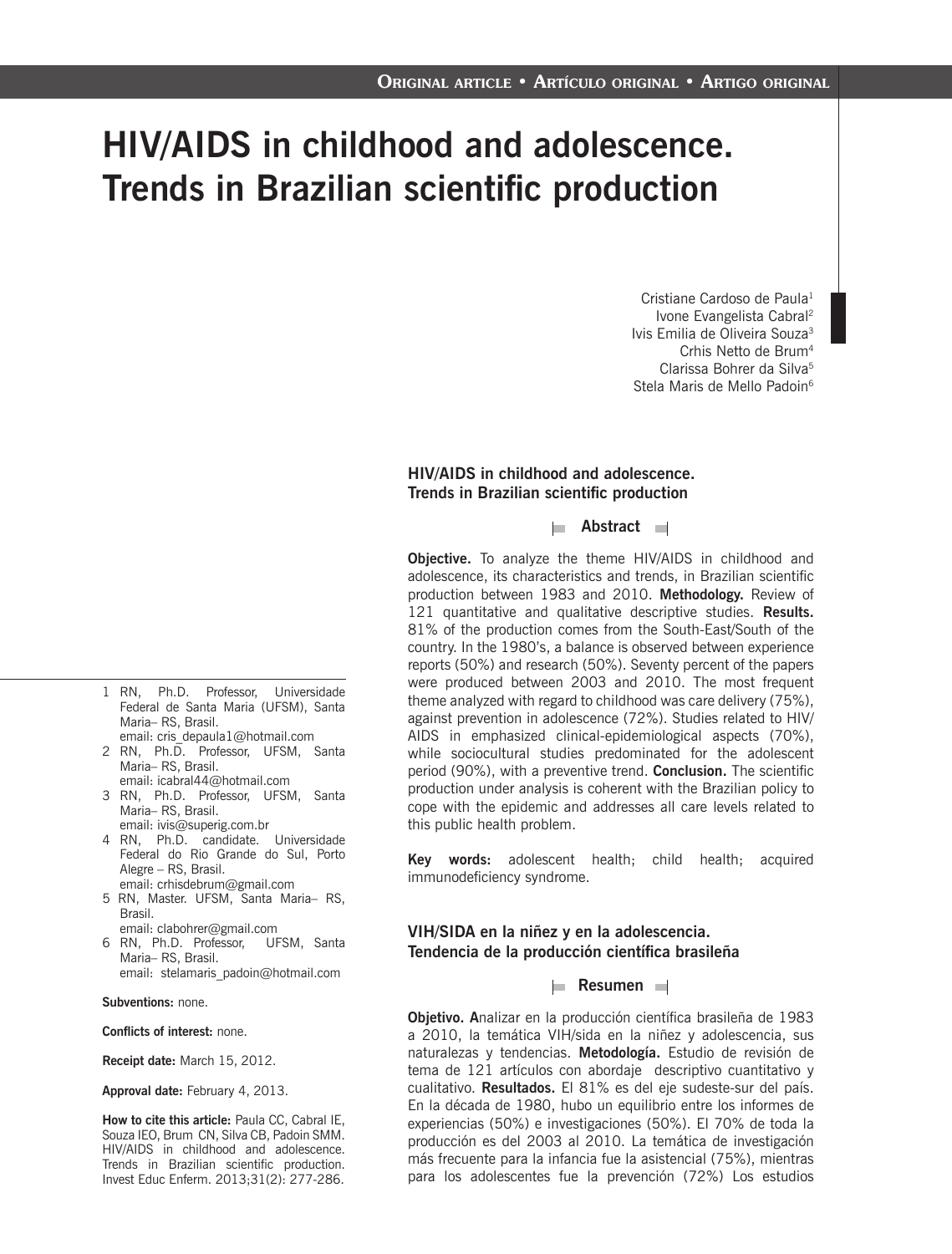Original article • Artículo original • Artigo original

# HIV/AIDS in childhood and adolescence. Trends in Brazilian scientific production

Cristiane Cardoso de Paula[1]
Ivone Evangelista Cabral[2]
Ivis Emilia de Oliveira Souza[3]
Crhis Netto de Brum[4]
Clarissa Bohrer da Silva[5]
Stela Maris de Mello Padoin[6]

## HIV/AIDS in childhood and adolescence. Trends in Brazilian scientific production

### Abstract

**Objective.** To analyze the theme HIV/AIDS in childhood and adolescence, its characteristics and trends, in Brazilian scientific production between 1983 and 2010. **Methodology.** Review of 121 quantitative and qualitative descriptive studies. **Results.** 81% of the production comes from the South-East/South of the country. In the 1980's, a balance is observed between experience reports (50%) and research (50%). Seventy percent of the papers were produced between 2003 and 2010. The most frequent theme analyzed with regard to childhood was care delivery (75%), against prevention in adolescence (72%). Studies related to HIV/AIDS in emphasized clinical-epidemiological aspects (70%), while sociocultural studies predominated for the adolescent period (90%), with a preventive trend. **Conclusion.** The scientific production under analysis is coherent with the Brazilian policy to cope with the epidemic and addresses all care levels related to this public health problem.

**Key words:** adolescent health; child health; acquired immunodeficiency syndrome.

## VIH/SIDA en la niñez y en la adolescencia. Tendencia de la producción científica brasileña

### Resumen

**Objetivo. A**nalizar en la producción científica brasileña de 1983 a 2010, la temática VIH/sida en la niñez y adolescencia, sus naturalezas y tendencias. **Metodología.** Estudio de revisión de tema de 121 artículos con abordaje descriptivo cuantitativo y cualitativo. **Resultados.** El 81% es del eje sudeste-sur del país. En la década de 1980, hubo un equilibrio entre los informes de experiencias (50%) e investigaciones (50%). El 70% de toda la producción es del 2003 al 2010. La temática de investigación más frecuente para la infancia fue la asistencial (75%), mientras para los adolescentes fue la prevención (72%) Los estudios

---

1 RN, Ph.D. Professor, Universidade Federal de Santa Maria (UFSM), Santa Maria– RS, Brasil.
email: cris_depaula1@hotmail.com

2 RN, Ph.D. Professor, UFSM, Santa Maria– RS, Brasil.
email: icabral44@hotmail.com

3 RN, Ph.D. Professor, UFSM, Santa Maria– RS, Brasil.
email: ivis@superig.com.br

4 RN, Ph.D. candidate. Universidade Federal do Rio Grande do Sul, Porto Alegre – RS, Brasil.
email: crhisdebrum@gmail.com

5 RN, Master. UFSM, Santa Maria– RS, Brasil.
email: clabohrer@gmail.com

6 RN, Ph.D. Professor, UFSM, Santa Maria– RS, Brasil.
email: stelamaris_padoin@hotmail.com

**Subventions:** none.

**Conflicts of interest:** none.

**Receipt date:** March 15, 2012.

**Approval date:** February 4, 2013.

**How to cite this article:** Paula CC, Cabral IE, Souza IEO, Brum CN, Silva CB, Padoin SMM. HIV/AIDS in childhood and adolescence. Trends in Brazilian scientific production. Invest Educ Enferm. 2013;31(2): 277-286.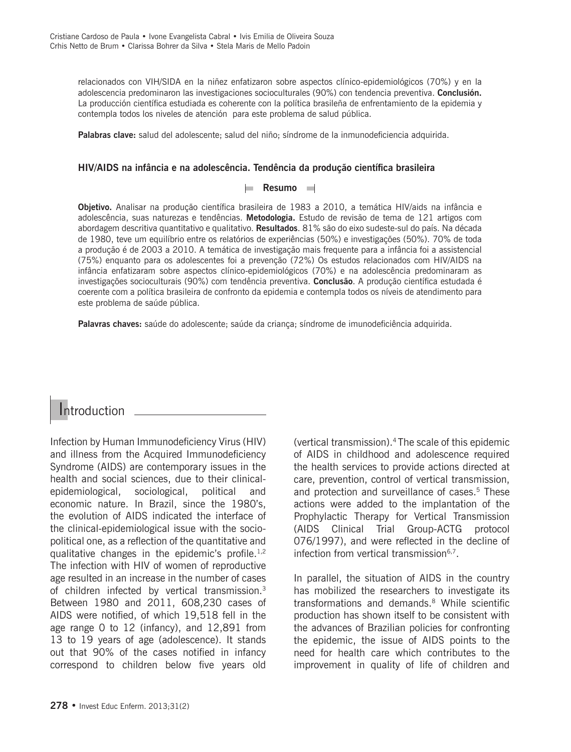relacionados con VIH/SIDA en la niñez enfatizaron sobre aspectos clínico-epidemiológicos (70%) y en la adolescencia predominaron las investigaciones socioculturales (90%) con tendencia preventiva. **Conclusión.** La producción científica estudiada es coherente con la política brasileña de enfrentamiento de la epidemia y contempla todos los niveles de atención para este problema de salud pública.

**Palabras clave:** salud del adolescente; salud del niño; síndrome de la inmunodeficiencia adquirida.

### HIV/AIDS na infância e na adolescência. Tendência da produção científica brasileira

**Resumo**

**Objetivo.** Analisar na produção científica brasileira de 1983 a 2010, a temática HIV/aids na infância e adolescência, suas naturezas e tendências. **Metodologia.** Estudo de revisão de tema de 121 artigos com abordagem descritiva quantitativo e qualitativo. **Resultados**. 81% são do eixo sudeste-sul do país. Na década de 1980, teve um equilíbrio entre os relatórios de experiências (50%) e investigações (50%). 70% de toda a produção é de 2003 a 2010. A temática de investigação mais frequente para a infância foi a assistencial (75%) enquanto para os adolescentes foi a prevenção (72%) Os estudos relacionados com HIV/AIDS na infância enfatizaram sobre aspectos clínico-epidemiológicos (70%) e na adolescência predominaram as investigações socioculturais (90%) com tendência preventiva. **Conclusão**. A produção científica estudada é coerente com a política brasileira de confronto da epidemia e contempla todos os níveis de atendimento para este problema de saúde pública.

**Palavras chaves:** saúde do adolescente; saúde da criança; síndrome de imunodeficiência adquirida.

## Introduction

Infection by Human Immunodeficiency Virus (HIV) and illness from the Acquired Immunodeficiency Syndrome (AIDS) are contemporary issues in the health and social sciences, due to their clinical-epidemiological, sociological, political and economic nature. In Brazil, since the 1980's, the evolution of AIDS indicated the interface of the clinical-epidemiological issue with the socio-political one, as a reflection of the quantitative and qualitative changes in the epidemic's profile.[1,2] The infection with HIV of women of reproductive age resulted in an increase in the number of cases of children infected by vertical transmission.[3] Between 1980 and 2011, 608,230 cases of AIDS were notified, of which 19,518 fell in the age range 0 to 12 (infancy), and 12,891 from 13 to 19 years of age (adolescence). It stands out that 90% of the cases notified in infancy correspond to children below five years old (vertical transmission).[4] The scale of this epidemic of AIDS in childhood and adolescence required the health services to provide actions directed at care, prevention, control of vertical transmission, and protection and surveillance of cases.[5] These actions were added to the implantation of the Prophylactic Therapy for Vertical Transmission (AIDS Clinical Trial Group-ACTG protocol 076/1997), and were reflected in the decline of infection from vertical transmission[6,7].

In parallel, the situation of AIDS in the country has mobilized the researchers to investigate its transformations and demands.[8] While scientific production has shown itself to be consistent with the advances of Brazilian policies for confronting the epidemic, the issue of AIDS points to the need for health care which contributes to the improvement in quality of life of children and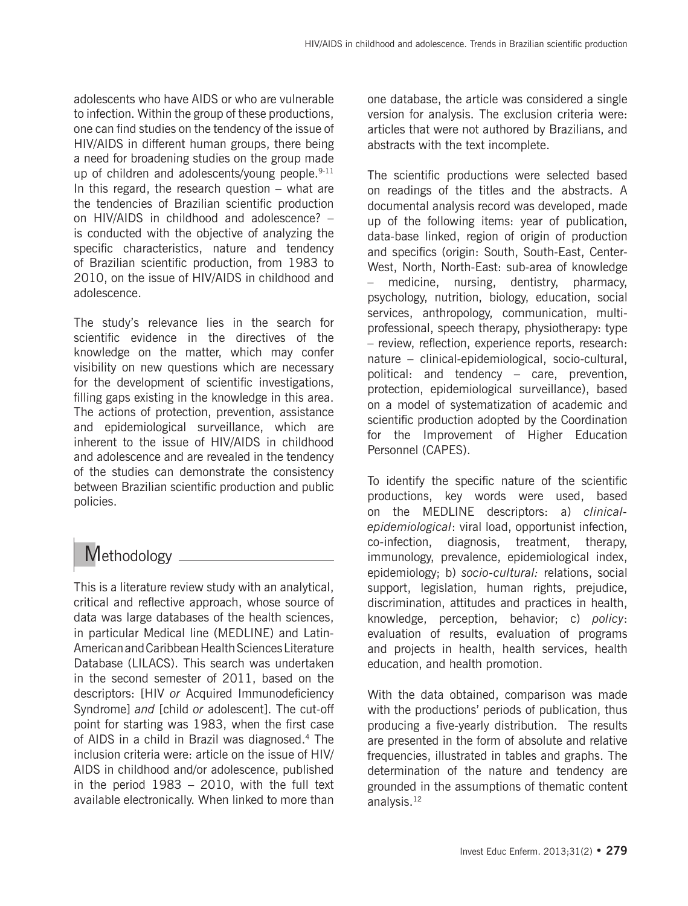adolescents who have AIDS or who are vulnerable to infection. Within the group of these productions, one can find studies on the tendency of the issue of HIV/AIDS in different human groups, there being a need for broadening studies on the group made up of children and adolescents/young people.[9-11] In this regard, the research question – what are the tendencies of Brazilian scientific production on HIV/AIDS in childhood and adolescence? – is conducted with the objective of analyzing the specific characteristics, nature and tendency of Brazilian scientific production, from 1983 to 2010, on the issue of HIV/AIDS in childhood and adolescence.

The study's relevance lies in the search for scientific evidence in the directives of the knowledge on the matter, which may confer visibility on new questions which are necessary for the development of scientific investigations, filling gaps existing in the knowledge in this area. The actions of protection, prevention, assistance and epidemiological surveillance, which are inherent to the issue of HIV/AIDS in childhood and adolescence and are revealed in the tendency of the studies can demonstrate the consistency between Brazilian scientific production and public policies.

## Methodology

This is a literature review study with an analytical, critical and reflective approach, whose source of data was large databases of the health sciences, in particular Medical line (MEDLINE) and Latin-American and Caribbean Health Sciences Literature Database (LILACS). This search was undertaken in the second semester of 2011, based on the descriptors: [HIV *or* Acquired Immunodeficiency Syndrome] *and* [child *or* adolescent]. The cut-off point for starting was 1983, when the first case of AIDS in a child in Brazil was diagnosed.[4] The inclusion criteria were: article on the issue of HIV/AIDS in childhood and/or adolescence, published in the period 1983 – 2010, with the full text available electronically. When linked to more than one database, the article was considered a single version for analysis. The exclusion criteria were: articles that were not authored by Brazilians, and abstracts with the text incomplete.

The scientific productions were selected based on readings of the titles and the abstracts. A documental analysis record was developed, made up of the following items: year of publication, data-base linked, region of origin of production and specifics (origin: South, South-East, Center-West, North, North-East: sub-area of knowledge – medicine, nursing, dentistry, pharmacy, psychology, nutrition, biology, education, social services, anthropology, communication, multi-professional, speech therapy, physiotherapy: type – review, reflection, experience reports, research: nature – clinical-epidemiological, socio-cultural, political: and tendency – care, prevention, protection, epidemiological surveillance), based on a model of systematization of academic and scientific production adopted by the Coordination for the Improvement of Higher Education Personnel (CAPES).

To identify the specific nature of the scientific productions, key words were used, based on the MEDLINE descriptors: a) *clinical-epidemiological*: viral load, opportunist infection, co-infection, diagnosis, treatment, therapy, immunology, prevalence, epidemiological index, epidemiology; b) *socio-cultural:* relations, social support, legislation, human rights, prejudice, discrimination, attitudes and practices in health, knowledge, perception, behavior; c) *policy*: evaluation of results, evaluation of programs and projects in health, health services, health education, and health promotion.

With the data obtained, comparison was made with the productions' periods of publication, thus producing a five-yearly distribution. The results are presented in the form of absolute and relative frequencies, illustrated in tables and graphs. The determination of the nature and tendency are grounded in the assumptions of thematic content analysis.[12]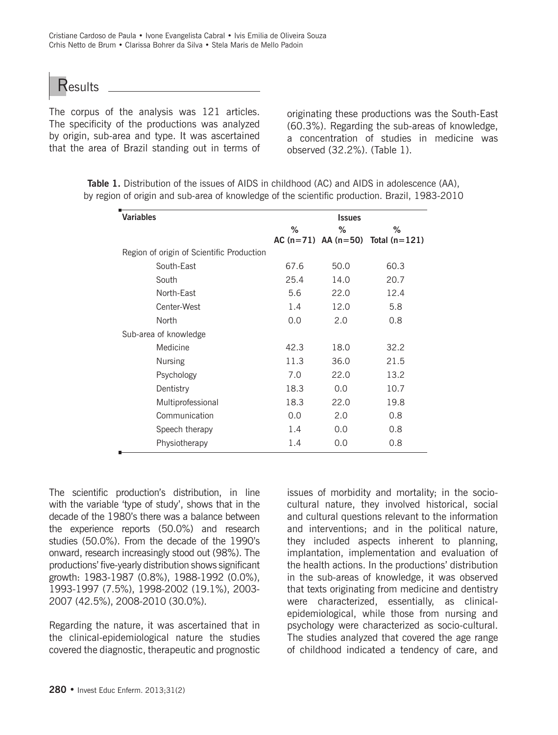## Results

The corpus of the analysis was 121 articles. The specificity of the productions was analyzed by origin, sub-area and type. It was ascertained that the area of Brazil standing out in terms of originating these productions was the South-East (60.3%). Regarding the sub-areas of knowledge, a concentration of studies in medicine was observed (32.2%). (Table 1).

**Table 1.** Distribution of the issues of AIDS in childhood (AC) and AIDS in adolescence (AA), by region of origin and sub-area of knowledge of the scientific production. Brazil, 1983-2010

| Variables | Issues | | |
|---|---|---|---|
| | % AC (n=71) | % AA (n=50) | % Total (n=121) |
| Region of origin of Scientific Production | | | |
| South-East | 67.6 | 50.0 | 60.3 |
| South | 25.4 | 14.0 | 20.7 |
| North-East | 5.6 | 22.0 | 12.4 |
| Center-West | 1.4 | 12.0 | 5.8 |
| North | 0.0 | 2.0 | 0.8 |
| Sub-area of knowledge | | | |
| Medicine | 42.3 | 18.0 | 32.2 |
| Nursing | 11.3 | 36.0 | 21.5 |
| Psychology | 7.0 | 22.0 | 13.2 |
| Dentistry | 18.3 | 0.0 | 10.7 |
| Multiprofessional | 18.3 | 22.0 | 19.8 |
| Communication | 0.0 | 2.0 | 0.8 |
| Speech therapy | 1.4 | 0.0 | 0.8 |
| Physiotherapy | 1.4 | 0.0 | 0.8 |

The scientific production's distribution, in line with the variable 'type of study', shows that in the decade of the 1980's there was a balance between the experience reports (50.0%) and research studies (50.0%). From the decade of the 1990's onward, research increasingly stood out (98%). The productions' five-yearly distribution shows significant growth: 1983-1987 (0.8%), 1988-1992 (0.0%), 1993-1997 (7.5%), 1998-2002 (19.1%), 2003-2007 (42.5%), 2008-2010 (30.0%).

Regarding the nature, it was ascertained that in the clinical-epidemiological nature the studies covered the diagnostic, therapeutic and prognostic issues of morbidity and mortality; in the socio-cultural nature, they involved historical, social and cultural questions relevant to the information and interventions; and in the political nature, they included aspects inherent to planning, implantation, implementation and evaluation of the health actions. In the productions' distribution in the sub-areas of knowledge, it was observed that texts originating from medicine and dentistry were characterized, essentially, as clinical-epidemiological, while those from nursing and psychology were characterized as socio-cultural. The studies analyzed that covered the age range of childhood indicated a tendency of care, and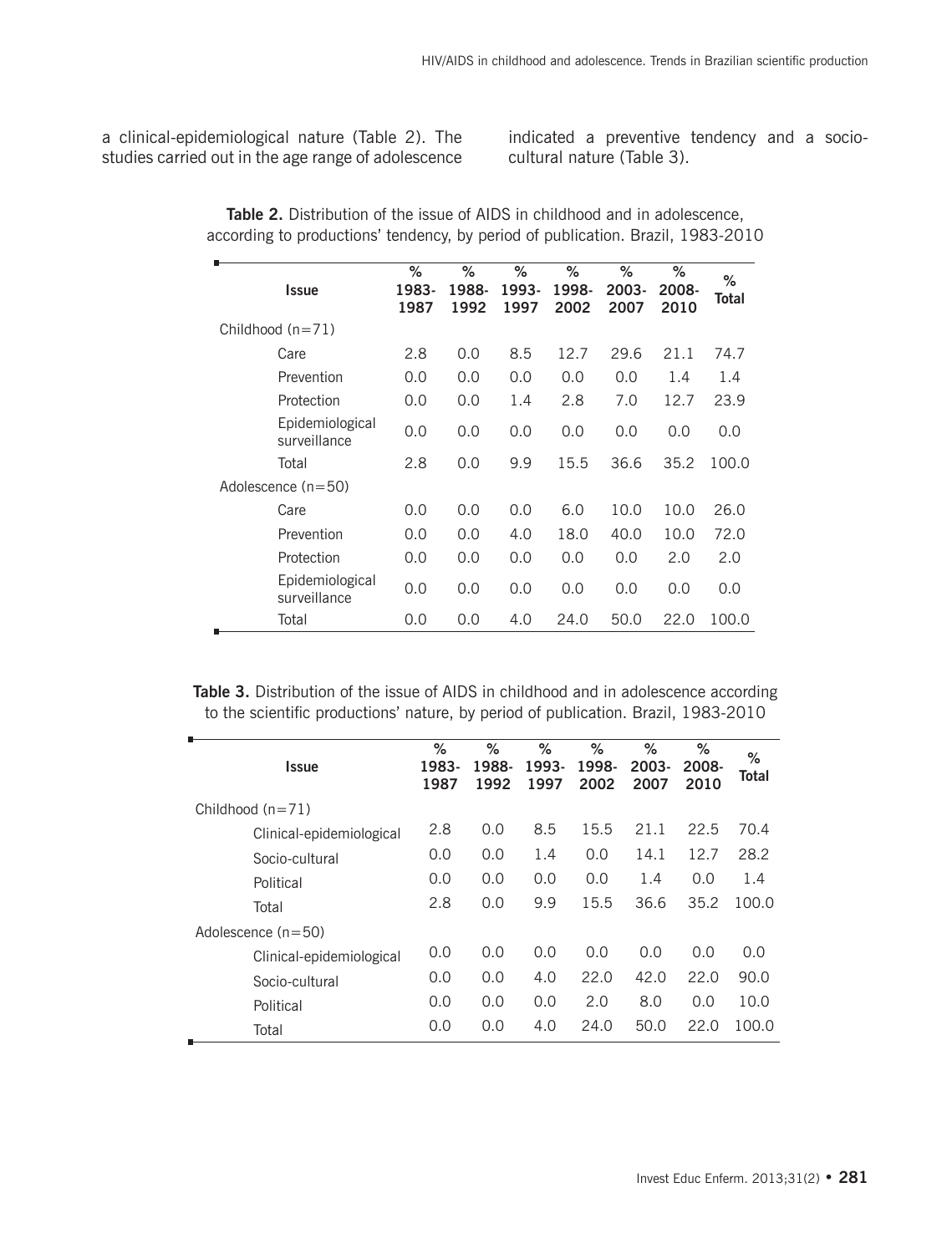a clinical-epidemiological nature (Table 2). The studies carried out in the age range of adolescence indicated a preventive tendency and a socio-cultural nature (Table 3).

**Table 2.** Distribution of the issue of AIDS in childhood and in adolescence, according to productions' tendency, by period of publication. Brazil, 1983-2010

| Issue | % 1983-1987 | % 1988-1992 | % 1993-1997 | % 1998-2002 | % 2003-2007 | % 2008-2010 | % Total |
|---|---|---|---|---|---|---|---|
| Childhood (n=71) | | | | | | | |
| Care | 2.8 | 0.0 | 8.5 | 12.7 | 29.6 | 21.1 | 74.7 |
| Prevention | 0.0 | 0.0 | 0.0 | 0.0 | 0.0 | 1.4 | 1.4 |
| Protection | 0.0 | 0.0 | 1.4 | 2.8 | 7.0 | 12.7 | 23.9 |
| Epidemiological surveillance | 0.0 | 0.0 | 0.0 | 0.0 | 0.0 | 0.0 | 0.0 |
| Total | 2.8 | 0.0 | 9.9 | 15.5 | 36.6 | 35.2 | 100.0 |
| Adolescence (n=50) | | | | | | | |
| Care | 0.0 | 0.0 | 0.0 | 6.0 | 10.0 | 10.0 | 26.0 |
| Prevention | 0.0 | 0.0 | 4.0 | 18.0 | 40.0 | 10.0 | 72.0 |
| Protection | 0.0 | 0.0 | 0.0 | 0.0 | 0.0 | 2.0 | 2.0 |
| Epidemiological surveillance | 0.0 | 0.0 | 0.0 | 0.0 | 0.0 | 0.0 | 0.0 |
| Total | 0.0 | 0.0 | 4.0 | 24.0 | 50.0 | 22.0 | 100.0 |

**Table 3.** Distribution of the issue of AIDS in childhood and in adolescence according to the scientific productions' nature, by period of publication. Brazil, 1983-2010

| Issue | % 1983-1987 | % 1988-1992 | % 1993-1997 | % 1998-2002 | % 2003-2007 | % 2008-2010 | % Total |
|---|---|---|---|---|---|---|---|
| Childhood (n=71) | | | | | | | |
| Clinical-epidemiological | 2.8 | 0.0 | 8.5 | 15.5 | 21.1 | 22.5 | 70.4 |
| Socio-cultural | 0.0 | 0.0 | 1.4 | 0.0 | 14.1 | 12.7 | 28.2 |
| Political | 0.0 | 0.0 | 0.0 | 0.0 | 1.4 | 0.0 | 1.4 |
| Total | 2.8 | 0.0 | 9.9 | 15.5 | 36.6 | 35.2 | 100.0 |
| Adolescence (n=50) | | | | | | | |
| Clinical-epidemiological | 0.0 | 0.0 | 0.0 | 0.0 | 0.0 | 0.0 | 0.0 |
| Socio-cultural | 0.0 | 0.0 | 4.0 | 22.0 | 42.0 | 22.0 | 90.0 |
| Political | 0.0 | 0.0 | 0.0 | 2.0 | 8.0 | 0.0 | 10.0 |
| Total | 0.0 | 0.0 | 4.0 | 24.0 | 50.0 | 22.0 | 100.0 |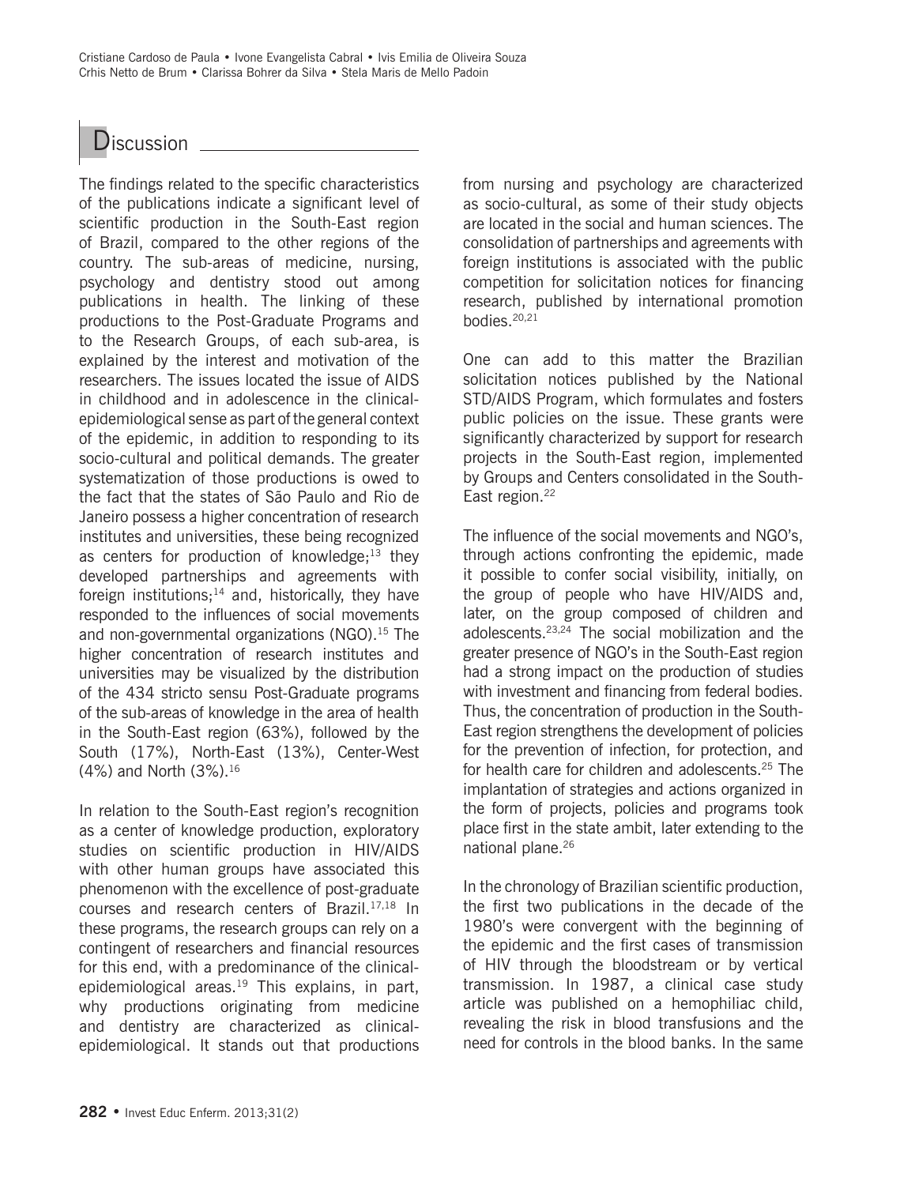## Discussion

The findings related to the specific characteristics of the publications indicate a significant level of scientific production in the South-East region of Brazil, compared to the other regions of the country. The sub-areas of medicine, nursing, psychology and dentistry stood out among publications in health. The linking of these productions to the Post-Graduate Programs and to the Research Groups, of each sub-area, is explained by the interest and motivation of the researchers. The issues located the issue of AIDS in childhood and in adolescence in the clinical-epidemiological sense as part of the general context of the epidemic, in addition to responding to its socio-cultural and political demands. The greater systematization of those productions is owed to the fact that the states of São Paulo and Rio de Janeiro possess a higher concentration of research institutes and universities, these being recognized as centers for production of knowledge;[13] they developed partnerships and agreements with foreign institutions;[14] and, historically, they have responded to the influences of social movements and non-governmental organizations (NGO).[15] The higher concentration of research institutes and universities may be visualized by the distribution of the 434 stricto sensu Post-Graduate programs of the sub-areas of knowledge in the area of health in the South-East region (63%), followed by the South (17%), North-East (13%), Center-West (4%) and North (3%).[16]

In relation to the South-East region's recognition as a center of knowledge production, exploratory studies on scientific production in HIV/AIDS with other human groups have associated this phenomenon with the excellence of post-graduate courses and research centers of Brazil.[17,18] In these programs, the research groups can rely on a contingent of researchers and financial resources for this end, with a predominance of the clinical-epidemiological areas.[19] This explains, in part, why productions originating from medicine and dentistry are characterized as clinical-epidemiological. It stands out that productions from nursing and psychology are characterized as socio-cultural, as some of their study objects are located in the social and human sciences. The consolidation of partnerships and agreements with foreign institutions is associated with the public competition for solicitation notices for financing research, published by international promotion bodies.[20,21]

One can add to this matter the Brazilian solicitation notices published by the National STD/AIDS Program, which formulates and fosters public policies on the issue. These grants were significantly characterized by support for research projects in the South-East region, implemented by Groups and Centers consolidated in the South-East region.[22]

The influence of the social movements and NGO's, through actions confronting the epidemic, made it possible to confer social visibility, initially, on the group of people who have HIV/AIDS and, later, on the group composed of children and adolescents.[23,24] The social mobilization and the greater presence of NGO's in the South-East region had a strong impact on the production of studies with investment and financing from federal bodies. Thus, the concentration of production in the South-East region strengthens the development of policies for the prevention of infection, for protection, and for health care for children and adolescents.[25] The implantation of strategies and actions organized in the form of projects, policies and programs took place first in the state ambit, later extending to the national plane.[26]

In the chronology of Brazilian scientific production, the first two publications in the decade of the 1980's were convergent with the beginning of the epidemic and the first cases of transmission of HIV through the bloodstream or by vertical transmission. In 1987, a clinical case study article was published on a hemophiliac child, revealing the risk in blood transfusions and the need for controls in the blood banks. In the same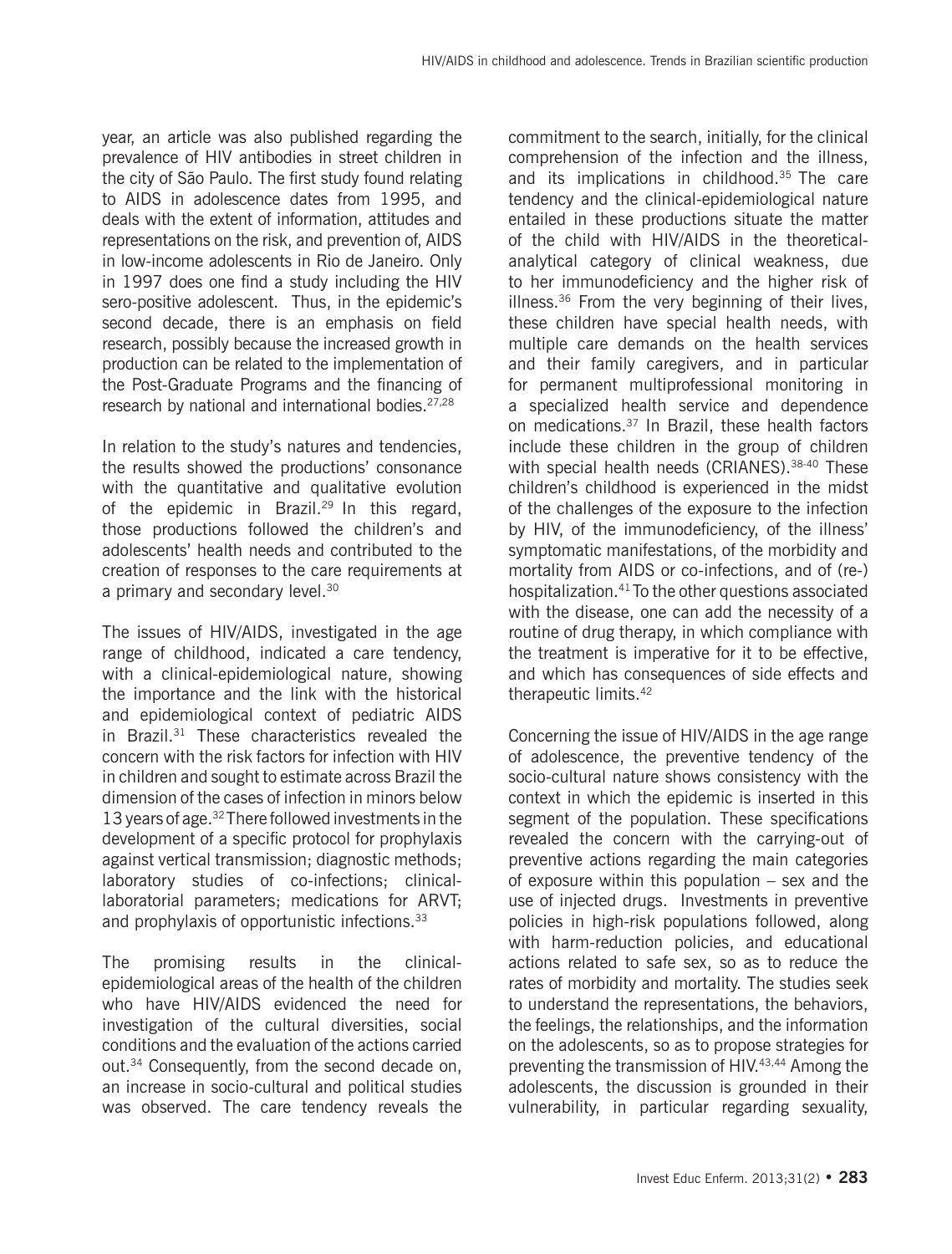year, an article was also published regarding the prevalence of HIV antibodies in street children in the city of São Paulo. The first study found relating to AIDS in adolescence dates from 1995, and deals with the extent of information, attitudes and representations on the risk, and prevention of, AIDS in low-income adolescents in Rio de Janeiro. Only in 1997 does one find a study including the HIV sero-positive adolescent. Thus, in the epidemic's second decade, there is an emphasis on field research, possibly because the increased growth in production can be related to the implementation of the Post-Graduate Programs and the financing of research by national and international bodies.[27,28]

In relation to the study's natures and tendencies, the results showed the productions' consonance with the quantitative and qualitative evolution of the epidemic in Brazil.[29] In this regard, those productions followed the children's and adolescents' health needs and contributed to the creation of responses to the care requirements at a primary and secondary level.[30]

The issues of HIV/AIDS, investigated in the age range of childhood, indicated a care tendency, with a clinical-epidemiological nature, showing the importance and the link with the historical and epidemiological context of pediatric AIDS in Brazil.[31] These characteristics revealed the concern with the risk factors for infection with HIV in children and sought to estimate across Brazil the dimension of the cases of infection in minors below 13 years of age.[32] There followed investments in the development of a specific protocol for prophylaxis against vertical transmission; diagnostic methods; laboratory studies of co-infections; clinical-laboratorial parameters; medications for ARVT; and prophylaxis of opportunistic infections.[33]

The promising results in the clinical-epidemiological areas of the health of the children who have HIV/AIDS evidenced the need for investigation of the cultural diversities, social conditions and the evaluation of the actions carried out.[34] Consequently, from the second decade on, an increase in socio-cultural and political studies was observed. The care tendency reveals the commitment to the search, initially, for the clinical comprehension of the infection and the illness, and its implications in childhood.[35] The care tendency and the clinical-epidemiological nature entailed in these productions situate the matter of the child with HIV/AIDS in the theoretical-analytical category of clinical weakness, due to her immunodeficiency and the higher risk of illness.[36] From the very beginning of their lives, these children have special health needs, with multiple care demands on the health services and their family caregivers, and in particular for permanent multiprofessional monitoring in a specialized health service and dependence on medications.[37] In Brazil, these health factors include these children in the group of children with special health needs (CRIANES).[38-40] These children's childhood is experienced in the midst of the challenges of the exposure to the infection by HIV, of the immunodeficiency, of the illness' symptomatic manifestations, of the morbidity and mortality from AIDS or co-infections, and of (re-) hospitalization.[41] To the other questions associated with the disease, one can add the necessity of a routine of drug therapy, in which compliance with the treatment is imperative for it to be effective, and which has consequences of side effects and therapeutic limits.[42]

Concerning the issue of HIV/AIDS in the age range of adolescence, the preventive tendency of the socio-cultural nature shows consistency with the context in which the epidemic is inserted in this segment of the population. These specifications revealed the concern with the carrying-out of preventive actions regarding the main categories of exposure within this population – sex and the use of injected drugs. Investments in preventive policies in high-risk populations followed, along with harm-reduction policies, and educational actions related to safe sex, so as to reduce the rates of morbidity and mortality. The studies seek to understand the representations, the behaviors, the feelings, the relationships, and the information on the adolescents, so as to propose strategies for preventing the transmission of HIV.[43,44] Among the adolescents, the discussion is grounded in their vulnerability, in particular regarding sexuality,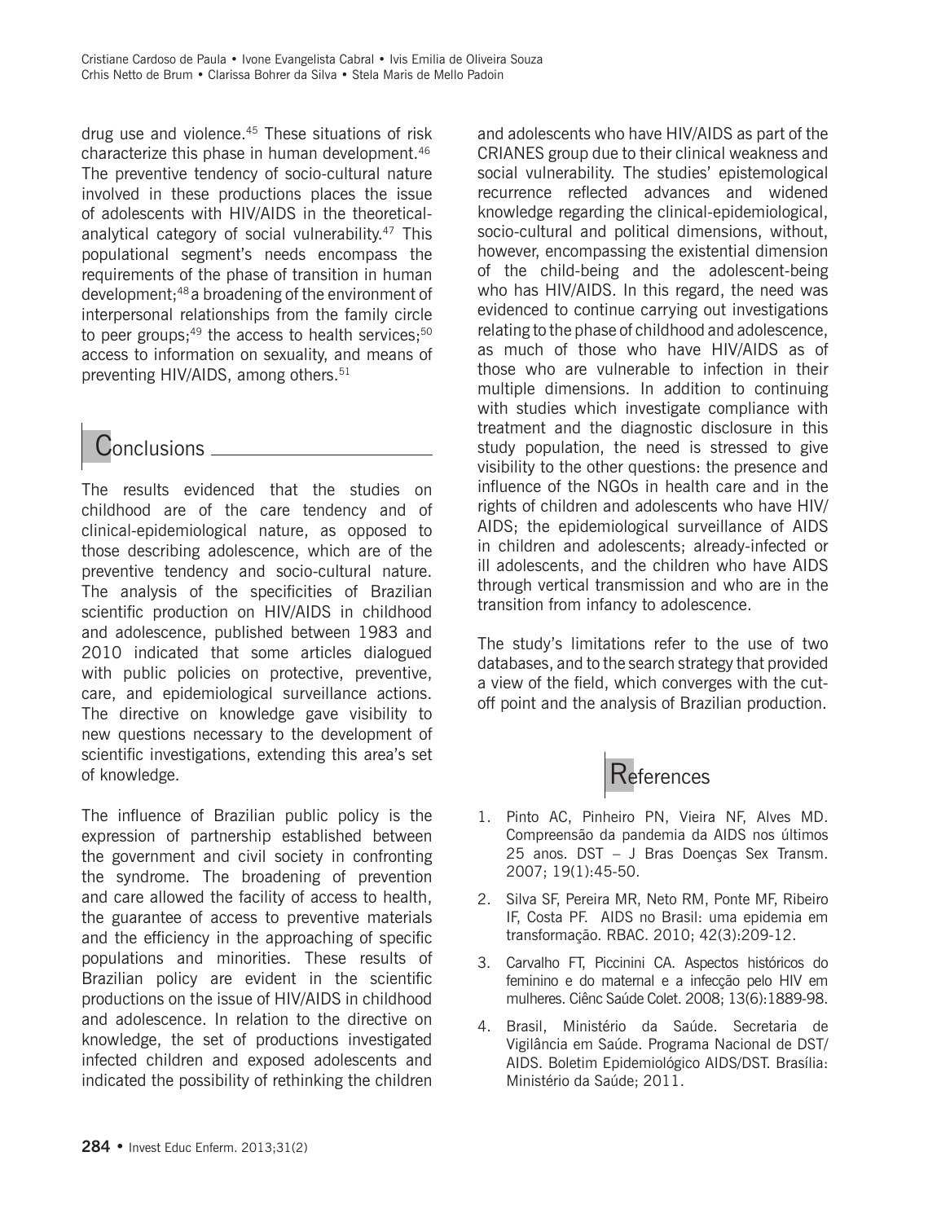drug use and violence.[45] These situations of risk characterize this phase in human development.[46] The preventive tendency of socio-cultural nature involved in these productions places the issue of adolescents with HIV/AIDS in the theoretical-analytical category of social vulnerability.[47] This populational segment's needs encompass the requirements of the phase of transition in human development;[48] a broadening of the environment of interpersonal relationships from the family circle to peer groups;[49] the access to health services;[50] access to information on sexuality, and means of preventing HIV/AIDS, among others.[51]

## Conclusions

The results evidenced that the studies on childhood are of the care tendency and of clinical-epidemiological nature, as opposed to those describing adolescence, which are of the preventive tendency and socio-cultural nature. The analysis of the specificities of Brazilian scientific production on HIV/AIDS in childhood and adolescence, published between 1983 and 2010 indicated that some articles dialogued with public policies on protective, preventive, care, and epidemiological surveillance actions. The directive on knowledge gave visibility to new questions necessary to the development of scientific investigations, extending this area's set of knowledge.

The influence of Brazilian public policy is the expression of partnership established between the government and civil society in confronting the syndrome. The broadening of prevention and care allowed the facility of access to health, the guarantee of access to preventive materials and the efficiency in the approaching of specific populations and minorities. These results of Brazilian policy are evident in the scientific productions on the issue of HIV/AIDS in childhood and adolescence. In relation to the directive on knowledge, the set of productions investigated infected children and exposed adolescents and indicated the possibility of rethinking the children and adolescents who have HIV/AIDS as part of the CRIANES group due to their clinical weakness and social vulnerability. The studies' epistemological recurrence reflected advances and widened knowledge regarding the clinical-epidemiological, socio-cultural and political dimensions, without, however, encompassing the existential dimension of the child-being and the adolescent-being who has HIV/AIDS. In this regard, the need was evidenced to continue carrying out investigations relating to the phase of childhood and adolescence, as much of those who have HIV/AIDS as of those who are vulnerable to infection in their multiple dimensions. In addition to continuing with studies which investigate compliance with treatment and the diagnostic disclosure in this study population, the need is stressed to give visibility to the other questions: the presence and influence of the NGOs in health care and in the rights of children and adolescents who have HIV/AIDS; the epidemiological surveillance of AIDS in children and adolescents; already-infected or ill adolescents, and the children who have AIDS through vertical transmission and who are in the transition from infancy to adolescence.

The study's limitations refer to the use of two databases, and to the search strategy that provided a view of the field, which converges with the cut-off point and the analysis of Brazilian production.

## References

1. Pinto AC, Pinheiro PN, Vieira NF, Alves MD. Compreensão da pandemia da AIDS nos últimos 25 anos. DST – J Bras Doenças Sex Transm. 2007; 19(1):45-50.
2. Silva SF, Pereira MR, Neto RM, Ponte MF, Ribeiro IF, Costa PF. AIDS no Brasil: uma epidemia em transformação. RBAC. 2010; 42(3):209-12.
3. Carvalho FT, Piccinini CA. Aspectos históricos do feminino e do maternal e a infecção pelo HIV em mulheres. Ciênc Saúde Colet. 2008; 13(6):1889-98.
4. Brasil, Ministério da Saúde. Secretaria de Vigilância em Saúde. Programa Nacional de DST/AIDS. Boletim Epidemiológico AIDS/DST. Brasília: Ministério da Saúde; 2011.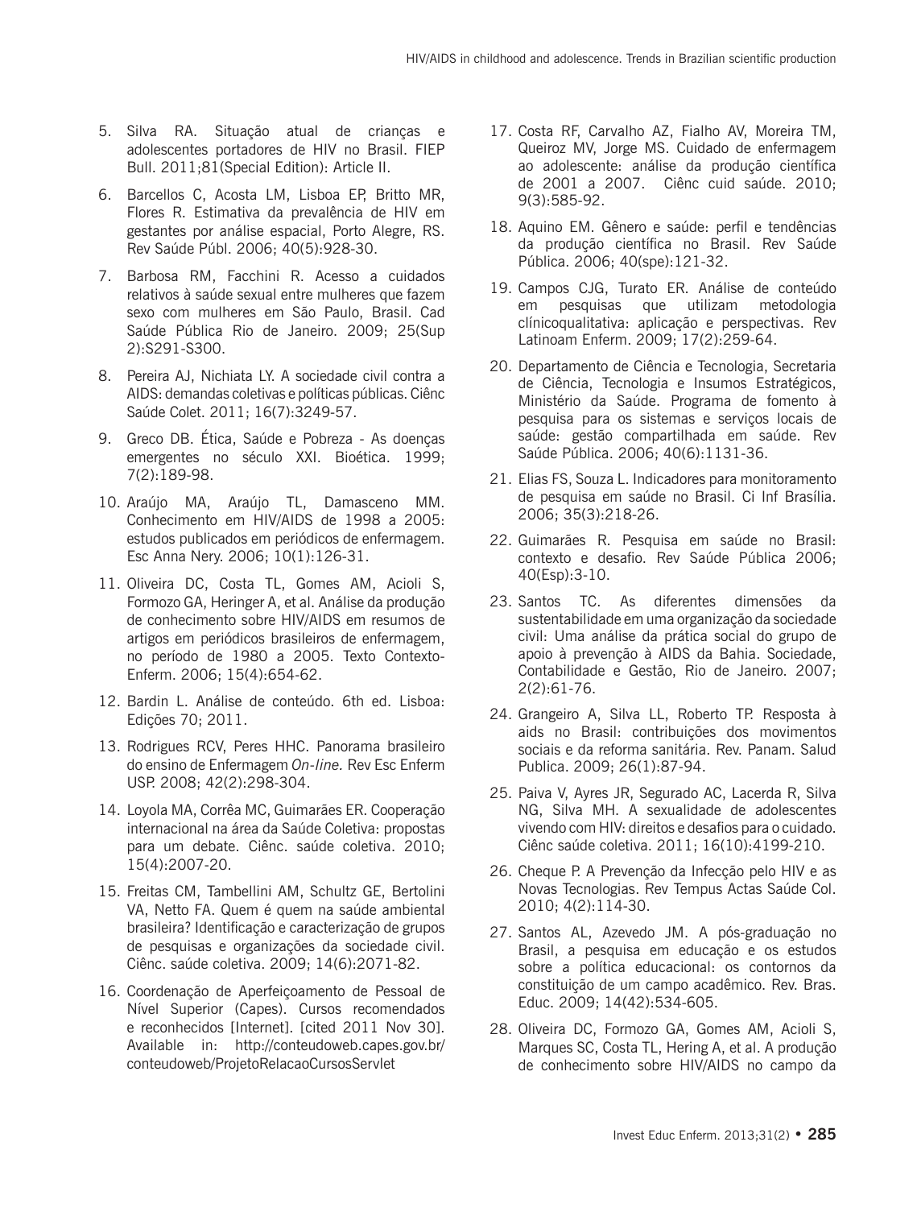5. Silva RA. Situação atual de crianças e adolescentes portadores de HIV no Brasil. FIEP Bull. 2011;81(Special Edition): Article II.

6. Barcellos C, Acosta LM, Lisboa EP, Britto MR, Flores R. Estimativa da prevalência de HIV em gestantes por análise espacial, Porto Alegre, RS. Rev Saúde Públ. 2006; 40(5):928-30.

7. Barbosa RM, Facchini R. Acesso a cuidados relativos à saúde sexual entre mulheres que fazem sexo com mulheres em São Paulo, Brasil. Cad Saúde Pública Rio de Janeiro. 2009; 25(Sup 2):S291-S300.

8. Pereira AJ, Nichiata LY. A sociedade civil contra a AIDS: demandas coletivas e políticas públicas. Ciênc Saúde Colet. 2011; 16(7):3249-57.

9. Greco DB. Ética, Saúde e Pobreza - As doenças emergentes no século XXI. Bioética. 1999; 7(2):189-98.

10. Araújo MA, Araújo TL, Damasceno MM. Conhecimento em HIV/AIDS de 1998 a 2005: estudos publicados em periódicos de enfermagem. Esc Anna Nery. 2006; 10(1):126-31.

11. Oliveira DC, Costa TL, Gomes AM, Acioli S, Formozo GA, Heringer A, et al. Análise da produção de conhecimento sobre HIV/AIDS em resumos de artigos em periódicos brasileiros de enfermagem, no período de 1980 a 2005. Texto Contexto-Enferm. 2006; 15(4):654-62.

12. Bardin L. Análise de conteúdo. 6th ed. Lisboa: Edições 70; 2011.

13. Rodrigues RCV, Peres HHC. Panorama brasileiro do ensino de Enfermagem *On-line.* Rev Esc Enferm USP. 2008; 42(2):298-304.

14. Loyola MA, Corrêa MC, Guimarães ER. Cooperação internacional na área da Saúde Coletiva: propostas para um debate. Ciênc. saúde coletiva. 2010; 15(4):2007-20.

15. Freitas CM, Tambellini AM, Schultz GE, Bertolini VA, Netto FA. Quem é quem na saúde ambiental brasileira? Identificação e caracterização de grupos de pesquisas e organizações da sociedade civil. Ciênc. saúde coletiva. 2009; 14(6):2071-82.

16. Coordenação de Aperfeiçoamento de Pessoal de Nível Superior (Capes). Cursos recomendados e reconhecidos [Internet]. [cited 2011 Nov 30]. Available in: http://conteudoweb.capes.gov.br/conteudoweb/ProjetoRelacaoCursosServlet

17. Costa RF, Carvalho AZ, Fialho AV, Moreira TM, Queiroz MV, Jorge MS. Cuidado de enfermagem ao adolescente: análise da produção científica de 2001 a 2007. Ciênc cuid saúde. 2010; 9(3):585-92.

18. Aquino EM. Gênero e saúde: perfil e tendências da produção científica no Brasil. Rev Saúde Pública. 2006; 40(spe):121-32.

19. Campos CJG, Turato ER. Análise de conteúdo em pesquisas que utilizam metodologia clínicoqualitativa: aplicação e perspectivas. Rev Latinoam Enferm. 2009; 17(2):259-64.

20. Departamento de Ciência e Tecnologia, Secretaria de Ciência, Tecnologia e Insumos Estratégicos, Ministério da Saúde. Programa de fomento à pesquisa para os sistemas e serviços locais de saúde: gestão compartilhada em saúde. Rev Saúde Pública. 2006; 40(6):1131-36.

21. Elias FS, Souza L. Indicadores para monitoramento de pesquisa em saúde no Brasil. Ci Inf Brasília. 2006; 35(3):218-26.

22. Guimarães R. Pesquisa em saúde no Brasil: contexto e desafio. Rev Saúde Pública 2006; 40(Esp):3-10.

23. Santos TC. As diferentes dimensões da sustentabilidade em uma organização da sociedade civil: Uma análise da prática social do grupo de apoio à prevenção à AIDS da Bahia. Sociedade, Contabilidade e Gestão, Rio de Janeiro. 2007; 2(2):61-76.

24. Grangeiro A, Silva LL, Roberto TP. Resposta à aids no Brasil: contribuições dos movimentos sociais e da reforma sanitária. Rev. Panam. Salud Publica. 2009; 26(1):87-94.

25. Paiva V, Ayres JR, Segurado AC, Lacerda R, Silva NG, Silva MH. A sexualidade de adolescentes vivendo com HIV: direitos e desafios para o cuidado. Ciênc saúde coletiva. 2011; 16(10):4199-210.

26. Cheque P. A Prevenção da Infecção pelo HIV e as Novas Tecnologias. Rev Tempus Actas Saúde Col. 2010; 4(2):114-30.

27. Santos AL, Azevedo JM. A pós-graduação no Brasil, a pesquisa em educação e os estudos sobre a política educacional: os contornos da constituição de um campo acadêmico. Rev. Bras. Educ. 2009; 14(42):534-605.

28. Oliveira DC, Formozo GA, Gomes AM, Acioli S, Marques SC, Costa TL, Hering A, et al. A produção de conhecimento sobre HIV/AIDS no campo da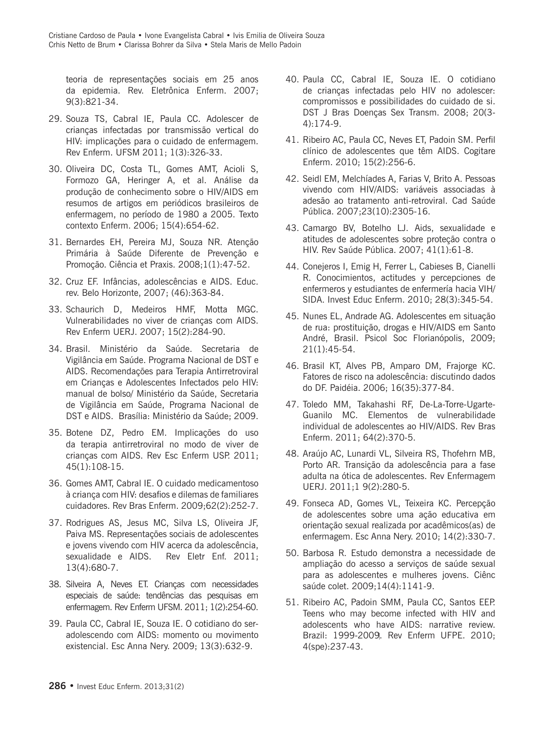teoria de representações sociais em 25 anos da epidemia. Rev. Eletrônica Enferm. 2007; 9(3):821-34.

29. Souza TS, Cabral IE, Paula CC. Adolescer de crianças infectadas por transmissão vertical do HIV: implicações para o cuidado de enfermagem. Rev Enferm. UFSM 2011; 1(3):326-33.

30. Oliveira DC, Costa TL, Gomes AMT, Acioli S, Formozo GA, Heringer A, et al. Análise da produção de conhecimento sobre o HIV/AIDS em resumos de artigos em periódicos brasileiros de enfermagem, no período de 1980 a 2005. Texto contexto Enferm. 2006; 15(4):654-62.

31. Bernardes EH, Pereira MJ, Souza NR. Atenção Primária à Saúde Diferente de Prevenção e Promoção. Ciência et Praxis. 2008;1(1):47-52.

32. Cruz EF. Infâncias, adolescências e AIDS. Educ. rev. Belo Horizonte, 2007; (46):363-84.

33. Schaurich D, Medeiros HMF, Motta MGC. Vulnerabilidades no viver de crianças com AIDS. Rev Enferm UERJ. 2007; 15(2):284-90.

34. Brasil. Ministério da Saúde. Secretaria de Vigilância em Saúde. Programa Nacional de DST e AIDS. Recomendações para Terapia Antirretroviral em Crianças e Adolescentes Infectados pelo HIV: manual de bolso/ Ministério da Saúde, Secretaria de Vigilância em Saúde, Programa Nacional de DST e AIDS. Brasília: Ministério da Saúde; 2009.

35. Botene DZ, Pedro EM. Implicações do uso da terapia antirretroviral no modo de viver de crianças com AIDS. Rev Esc Enferm USP. 2011; 45(1):108-15.

36. Gomes AMT, Cabral IE. O cuidado medicamentoso à criança com HIV: desafios e dilemas de familiares cuidadores. Rev Bras Enferm. 2009;62(2):252-7.

37. Rodrigues AS, Jesus MC, Silva LS, Oliveira JF, Paiva MS. Representações sociais de adolescentes e jovens vivendo com HIV acerca da adolescência, sexualidade e AIDS. Rev Eletr Enf. 2011; 13(4):680-7.

38. Silveira A, Neves ET. Crianças com necessidades especiais de saúde: tendências das pesquisas em enfermagem. Rev Enferm UFSM. 2011; 1(2):254-60.

39. Paula CC, Cabral IE, Souza IE. O cotidiano do ser-adolescendo com AIDS: momento ou movimento existencial. Esc Anna Nery. 2009; 13(3):632-9.

40. Paula CC, Cabral IE, Souza IE. O cotidiano de crianças infectadas pelo HIV no adolescer: compromissos e possibilidades do cuidado de si. DST J Bras Doenças Sex Transm. 2008; 20(3-4):174-9.

41. Ribeiro AC, Paula CC, Neves ET, Padoin SM. Perfil clínico de adolescentes que têm AIDS. Cogitare Enferm. 2010; 15(2):256-6.

42. Seidl EM, Melchíades A, Farias V, Brito A. Pessoas vivendo com HIV/AIDS: variáveis associadas à adesão ao tratamento anti-retroviral. Cad Saúde Pública. 2007;23(10):2305-16.

43. Camargo BV, Botelho LJ. Aids, sexualidade e atitudes de adolescentes sobre proteção contra o HIV. Rev Saúde Pública. 2007; 41(1):61-8.

44. Conejeros I, Emig H, Ferrer L, Cabieses B, Cianelli R. Conocimientos, actitudes y percepciones de enfermeros y estudiantes de enfermería hacia VIH/SIDA. Invest Educ Enferm. 2010; 28(3):345-54.

45. Nunes EL, Andrade AG. Adolescentes em situação de rua: prostituição, drogas e HIV/AIDS em Santo André, Brasil. Psicol Soc Florianópolis, 2009; 21(1):45-54.

46. Brasil KT, Alves PB, Amparo DM, Frajorge KC. Fatores de risco na adolescência: discutindo dados do DF. Paidéia. 2006; 16(35):377-84.

47. Toledo MM, Takahashi RF, De-La-Torre-Ugarte-Guanilo MC. Elementos de vulnerabilidade individual de adolescentes ao HIV/AIDS. Rev Bras Enferm. 2011; 64(2):370-5.

48. Araújo AC, Lunardi VL, Silveira RS, Thofehrn MB, Porto AR. Transição da adolescência para a fase adulta na ótica de adolescentes. Rev Enfermagem UERJ. 2011;1 9(2):280-5.

49. Fonseca AD, Gomes VL, Teixeira KC. Percepção de adolescentes sobre uma ação educativa em orientação sexual realizada por acadêmicos(as) de enfermagem. Esc Anna Nery. 2010; 14(2):330-7.

50. Barbosa R. Estudo demonstra a necessidade de ampliação do acesso a serviços de saúde sexual para as adolescentes e mulheres jovens. Ciênc saúde colet. 2009;14(4):1141-9.

51. Ribeiro AC, Padoin SMM, Paula CC, Santos EEP. Teens who may become infected with HIV and adolescents who have AIDS: narrative review. Brazil: 1999-2009. Rev Enferm UFPE. 2010; 4(spe):237-43.